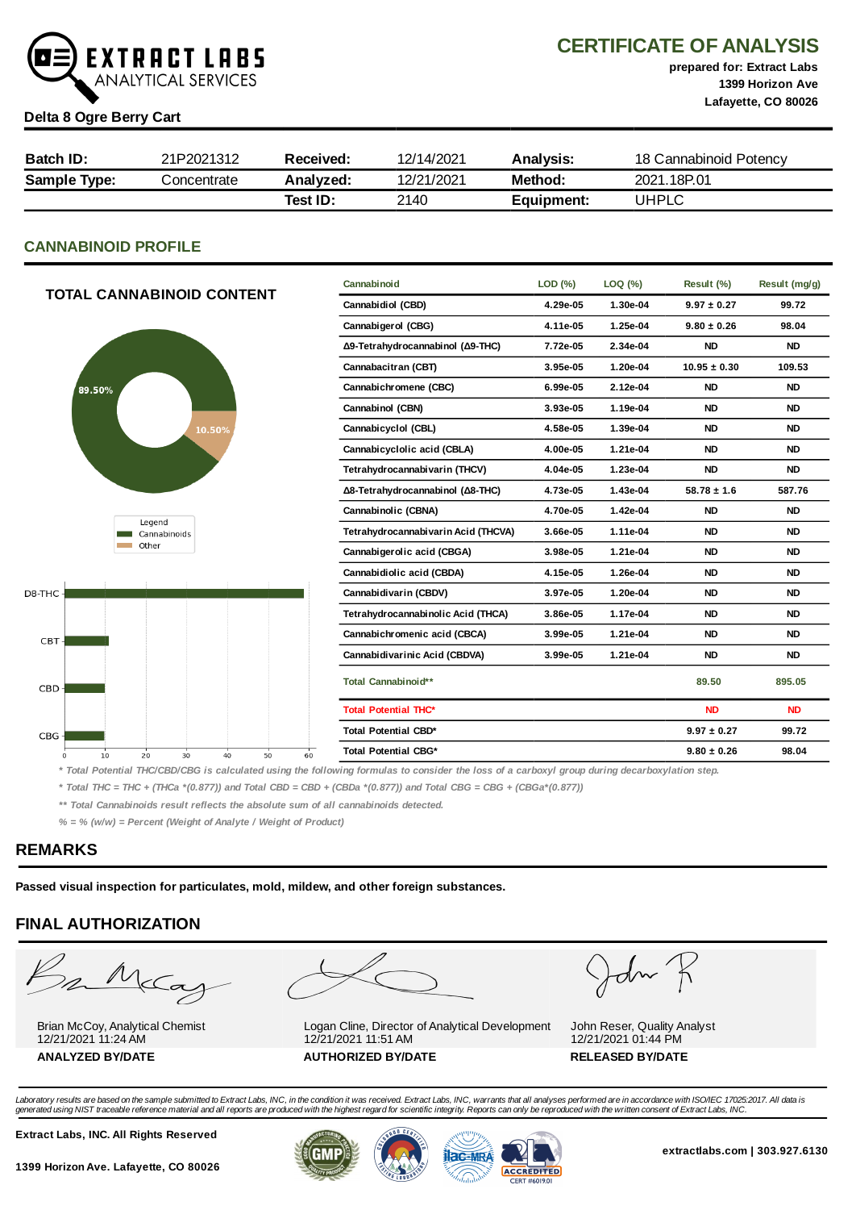# EXTRACT LABS ANALYTICAL SERVICES

## CERTIFICATE OF ANALYSIS

**prepared for: Extract Labs**
**1399 Horizon Ave**
**Lafayette, CO 80026**

**Delta 8 Ogre Berry Cart**

| **Batch ID:** | 21P2021312 | **Received:** | 12/14/2021 | **Analysis:** | 18 Cannabinoid Potency |
|---|---|---|---|---|---|
| **Sample Type:** | Concentrate | **Analyzed:** | 12/21/2021 | **Method:** | 2021.18P.01 |
| | | **Test ID:** | 2140 | **Equipment:** | UHPLC |

## CANNABINOID PROFILE

### TOTAL CANNABINOID CONTENT

Donut chart: Cannabinoids 89.50%, Other 10.50%

Legend: Cannabinoids, Other

Bar chart: D8-THC, CBT, CBD, CBG (axis 0–60)

| Cannabinoid | LOD (%) | LOQ (%) | Result (%) | Result (mg/g) |
|---|---|---|---|---|
| Cannabidiol (CBD) | 4.29e-05 | 1.30e-04 | 9.97 ± 0.27 | 99.72 |
| Cannabigerol (CBG) | 4.11e-05 | 1.25e-04 | 9.80 ± 0.26 | 98.04 |
| Δ9-Tetrahydrocannabinol (Δ9-THC) | 7.72e-05 | 2.34e-04 | ND | ND |
| Cannabacitran (CBT) | 3.95e-05 | 1.20e-04 | 10.95 ± 0.30 | 109.53 |
| Cannabichromene (CBC) | 6.99e-05 | 2.12e-04 | ND | ND |
| Cannabinol (CBN) | 3.93e-05 | 1.19e-04 | ND | ND |
| Cannabicyclol (CBL) | 4.58e-05 | 1.39e-04 | ND | ND |
| Cannabicyclolic acid (CBLA) | 4.00e-05 | 1.21e-04 | ND | ND |
| Tetrahydrocannabivarin (THCV) | 4.04e-05 | 1.23e-04 | ND | ND |
| Δ8-Tetrahydrocannabinol (Δ8-THC) | 4.73e-05 | 1.43e-04 | 58.78 ± 1.6 | 587.76 |
| Cannabinolic (CBNA) | 4.70e-05 | 1.42e-04 | ND | ND |
| Tetrahydrocannabivarin Acid (THCVA) | 3.66e-05 | 1.11e-04 | ND | ND |
| Cannabigerolic acid (CBGA) | 3.98e-05 | 1.21e-04 | ND | ND |
| Cannabidiolic acid (CBDA) | 4.15e-05 | 1.26e-04 | ND | ND |
| Cannabidivarin (CBDV) | 3.97e-05 | 1.20e-04 | ND | ND |
| Tetrahydrocannabinolic Acid (THCA) | 3.86e-05 | 1.17e-04 | ND | ND |
| Cannabichromenic acid (CBCA) | 3.99e-05 | 1.21e-04 | ND | ND |
| Cannabidivarinic Acid (CBDVA) | 3.99e-05 | 1.21e-04 | ND | ND |
| Total Cannabinoid** | | | 89.50 | 895.05 |
| Total Potential THC* | | | ND | ND |
| Total Potential CBD* | | | 9.97 ± 0.27 | 99.72 |
| Total Potential CBG* | | | 9.80 ± 0.26 | 98.04 |

*\* Total Potential THC/CBD/CBG is calculated using the following formulas to consider the loss of a carboxyl group during decarboxylation step.*

*\* Total THC = THC + (THCa *(0.877)) and Total CBD = CBD + (CBDa *(0.877)) and Total CBG = CBG + (CBGa*(0.877))*

*\*\* Total Cannabinoids result reflects the absolute sum of all cannabinoids detected.*

*% = % (w/w) = Percent (Weight of Analyte / Weight of Product)*

## REMARKS

**Passed visual inspection for particulates, mold, mildew, and other foreign substances.**

## FINAL AUTHORIZATION

| Brian McCoy, Analytical Chemist<br>12/21/2021 11:24 AM<br>**ANALYZED BY/DATE** | Logan Cline, Director of Analytical Development<br>12/21/2021 11:51 AM<br>**AUTHORIZED BY/DATE** | John Reser, Quality Analyst<br>12/21/2021 01:44 PM<br>**RELEASED BY/DATE** |
|---|---|---|

*Laboratory results are based on the sample submitted to Extract Labs, INC, in the condition it was received. Extract Labs, INC, warrants that all analyses performed are in accordance with ISO/IEC 17025:2017. All data is generated using NIST traceable reference material and all reports are produced with the highest regard for scientific integrity. Reports can only be reproduced with the written consent of Extract Labs, INC.*

**Extract Labs, INC. All Rights Reserved**

**1399 Horizon Ave. Lafayette, CO 80026**

ACCREDITED CERT #6019.01

**extractlabs.com | 303.927.6130**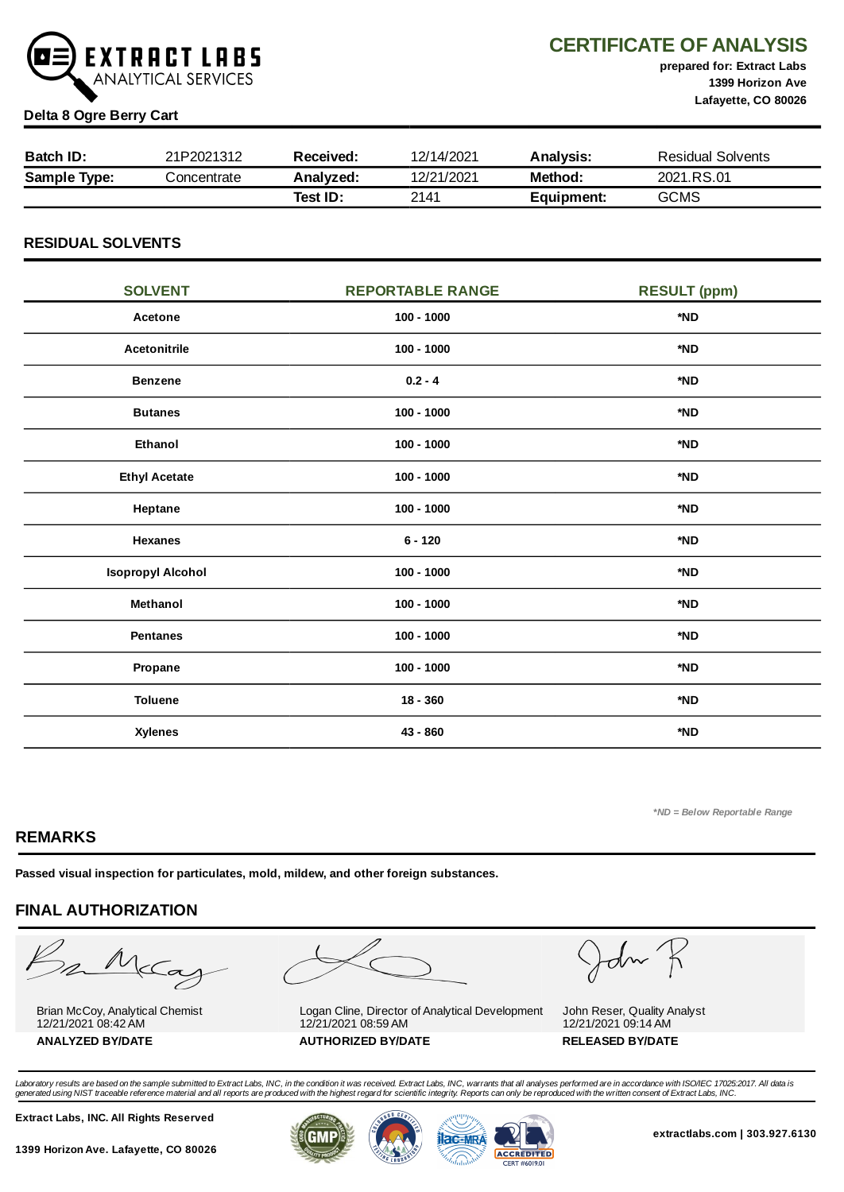# EXTRACT LABS ANALYTICAL SERVICES

## CERTIFICATE OF ANALYSIS

**prepared for: Extract Labs**
**1399 Horizon Ave**
**Lafayette, CO 80026**

**Delta 8 Ogre Berry Cart**

| **Batch ID:** | 21P2021312 | **Received:** | 12/14/2021 | **Analysis:** | Residual Solvents |
|---|---|---|---|---|---|
| **Sample Type:** | Concentrate | **Analyzed:** | 12/21/2021 | **Method:** | 2021.RS.01 |
| | | **Test ID:** | 2141 | **Equipment:** | GCMS |

## RESIDUAL SOLVENTS

| SOLVENT | REPORTABLE RANGE | RESULT (ppm) |
|---|---|---|
| **Acetone** | **100 - 1000** | ***ND** |
| **Acetonitrile** | **100 - 1000** | ***ND** |
| **Benzene** | **0.2 - 4** | ***ND** |
| **Butanes** | **100 - 1000** | ***ND** |
| **Ethanol** | **100 - 1000** | ***ND** |
| **Ethyl Acetate** | **100 - 1000** | ***ND** |
| **Heptane** | **100 - 1000** | ***ND** |
| **Hexanes** | **6 - 120** | ***ND** |
| **Isopropyl Alcohol** | **100 - 1000** | ***ND** |
| **Methanol** | **100 - 1000** | ***ND** |
| **Pentanes** | **100 - 1000** | ***ND** |
| **Propane** | **100 - 1000** | ***ND** |
| **Toluene** | **18 - 360** | ***ND** |
| **Xylenes** | **43 - 860** | ***ND** |

*\*ND = Below Reportable Range*

## REMARKS

**Passed visual inspection for particulates, mold, mildew, and other foreign substances.**

## FINAL AUTHORIZATION

| Brian McCoy, Analytical Chemist<br>12/21/2021 08:42 AM<br>**ANALYZED BY/DATE** | Logan Cline, Director of Analytical Development<br>12/21/2021 08:59 AM<br>**AUTHORIZED BY/DATE** | John Reser, Quality Analyst<br>12/21/2021 09:14 AM<br>**RELEASED BY/DATE** |
|---|---|---|

*Laboratory results are based on the sample submitted to Extract Labs, INC, in the condition it was received. Extract Labs, INC, warrants that all analyses performed are in accordance with ISO/IEC 17025:2017. All data is generated using NIST traceable reference material and all reports are produced with the highest regard for scientific integrity. Reports can only be reproduced with the written consent of Extract Labs, INC.*

**Extract Labs, INC. All Rights Reserved**

**1399 Horizon Ave. Lafayette, CO 80026**

ACCREDITED CERT #6019.01

**extractlabs.com | 303.927.6130**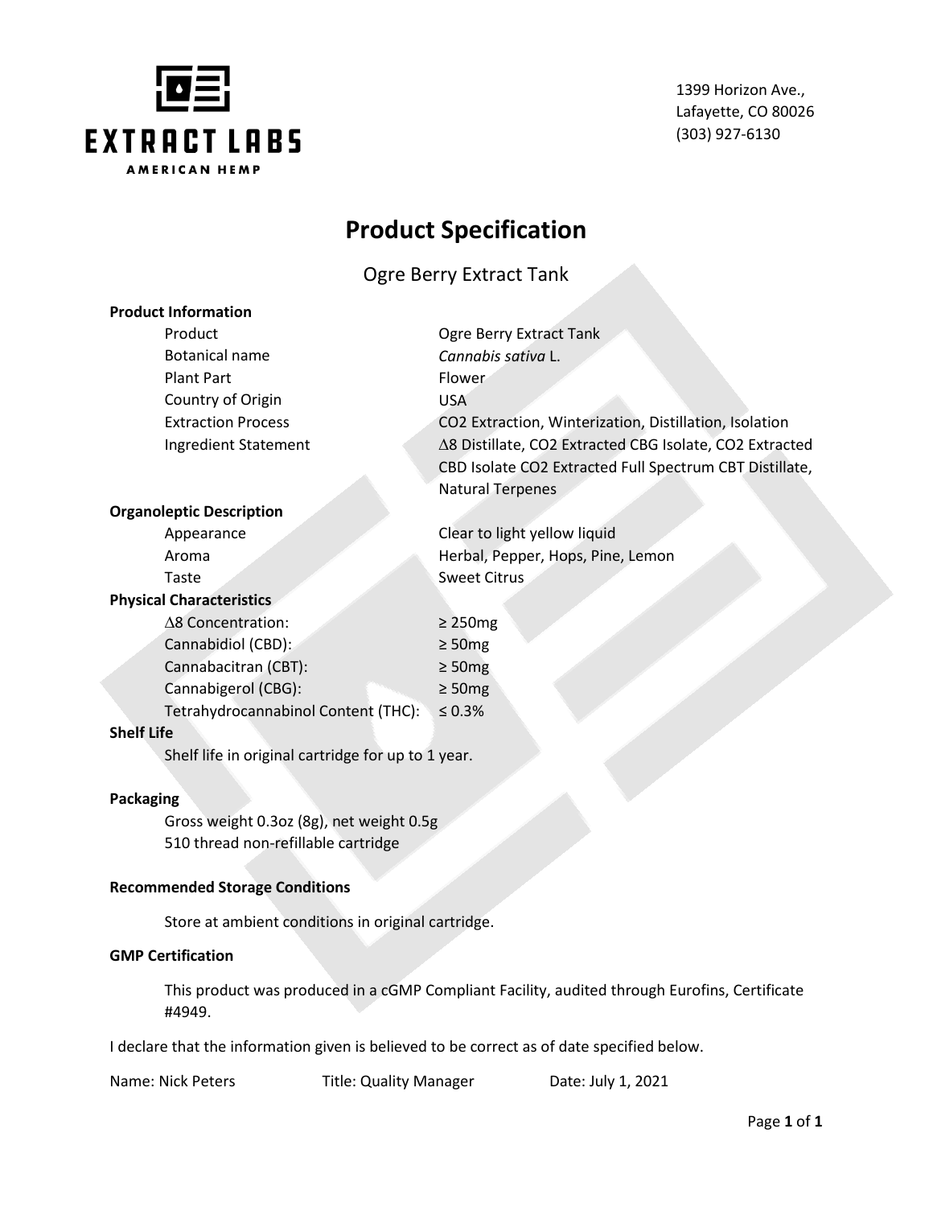EXTRACT LABS
AMERICAN HEMP

1399 Horizon Ave.,
Lafayette, CO 80026
(303) 927-6130

# Product Specification

## Ogre Berry Extract Tank

**Product Information**

| | |
|---|---|
| Product | Ogre Berry Extract Tank |
| Botanical name | *Cannabis sativa* L. |
| Plant Part | Flower |
| Country of Origin | USA |
| Extraction Process | CO2 Extraction, Winterization, Distillation, Isolation |
| Ingredient Statement | ∆8 Distillate, CO2 Extracted CBG Isolate, CO2 Extracted CBD Isolate CO2 Extracted Full Spectrum CBT Distillate, Natural Terpenes |

**Organoleptic Description**

| | |
|---|---|
| Appearance | Clear to light yellow liquid |
| Aroma | Herbal, Pepper, Hops, Pine, Lemon |
| Taste | Sweet Citrus |

**Physical Characteristics**

| | |
|---|---|
| ∆8 Concentration: | ≥ 250mg |
| Cannabidiol (CBD): | ≥ 50mg |
| Cannabacitran (CBT): | ≥ 50mg |
| Cannabigerol (CBG): | ≥ 50mg |
| Tetrahydrocannabinol Content (THC): | ≤ 0.3% |

**Shelf Life**

Shelf life in original cartridge for up to 1 year.

**Packaging**

Gross weight 0.3oz (8g), net weight 0.5g
510 thread non-refillable cartridge

**Recommended Storage Conditions**

Store at ambient conditions in original cartridge.

**GMP Certification**

This product was produced in a cGMP Compliant Facility, audited through Eurofins, Certificate #4949.

I declare that the information given is believed to be correct as of date specified below.

Name: Nick Peters Title: Quality Manager Date: July 1, 2021